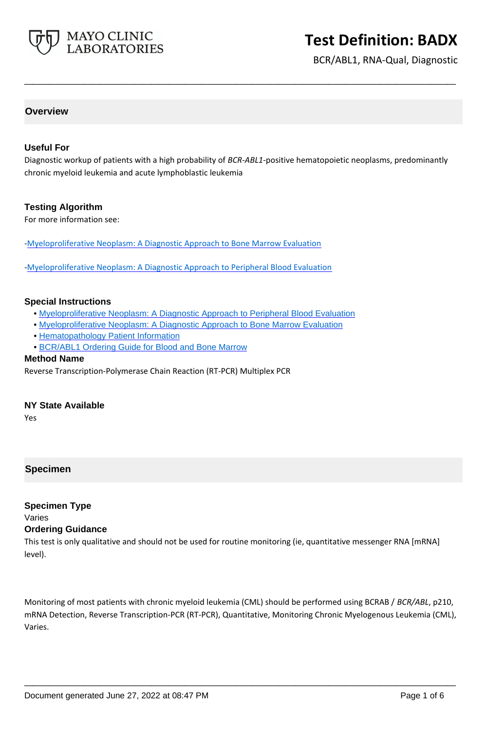# Test Definition: BADX

BCR/ABL1, RNA-Qual, Diagnostic

## Overview

### Useful For

Diagnostic workup of patients with a high probability of *BCR-ABL1*-positive hematopoietic neoplasms, predominantly chronic myeloid leukemia and acute lymphoblastic leukemia

### Testing Algorithm

For more information see:

-Myeloproliferative Neoplasm: A Diagnostic Approach to Bone Marrow Evaluation

-Myeloproliferative Neoplasm: A Diagnostic Approach to Peripheral Blood Evaluation

### Special Instructions

- Myeloproliferative Neoplasm: A Diagnostic Approach to Peripheral Blood Evaluation
- Myeloproliferative Neoplasm: A Diagnostic Approach to Bone Marrow Evaluation
- Hematopathology Patient Information
- BCR/ABL1 Ordering Guide for Blood and Bone Marrow

### Method Name

Reverse Transcription-Polymerase Chain Reaction (RT-PCR) Multiplex PCR

### NY State Available

Yes

## Specimen

### Specimen Type

Varies

### Ordering Guidance

This test is only qualitative and should not be used for routine monitoring (ie, quantitative messenger RNA [mRNA] level).

Monitoring of most patients with chronic myeloid leukemia (CML) should be performed using BCRAB / *BCR/ABL*, p210, mRNA Detection, Reverse Transcription-PCR (RT-PCR), Quantitative, Monitoring Chronic Myelogenous Leukemia (CML), Varies.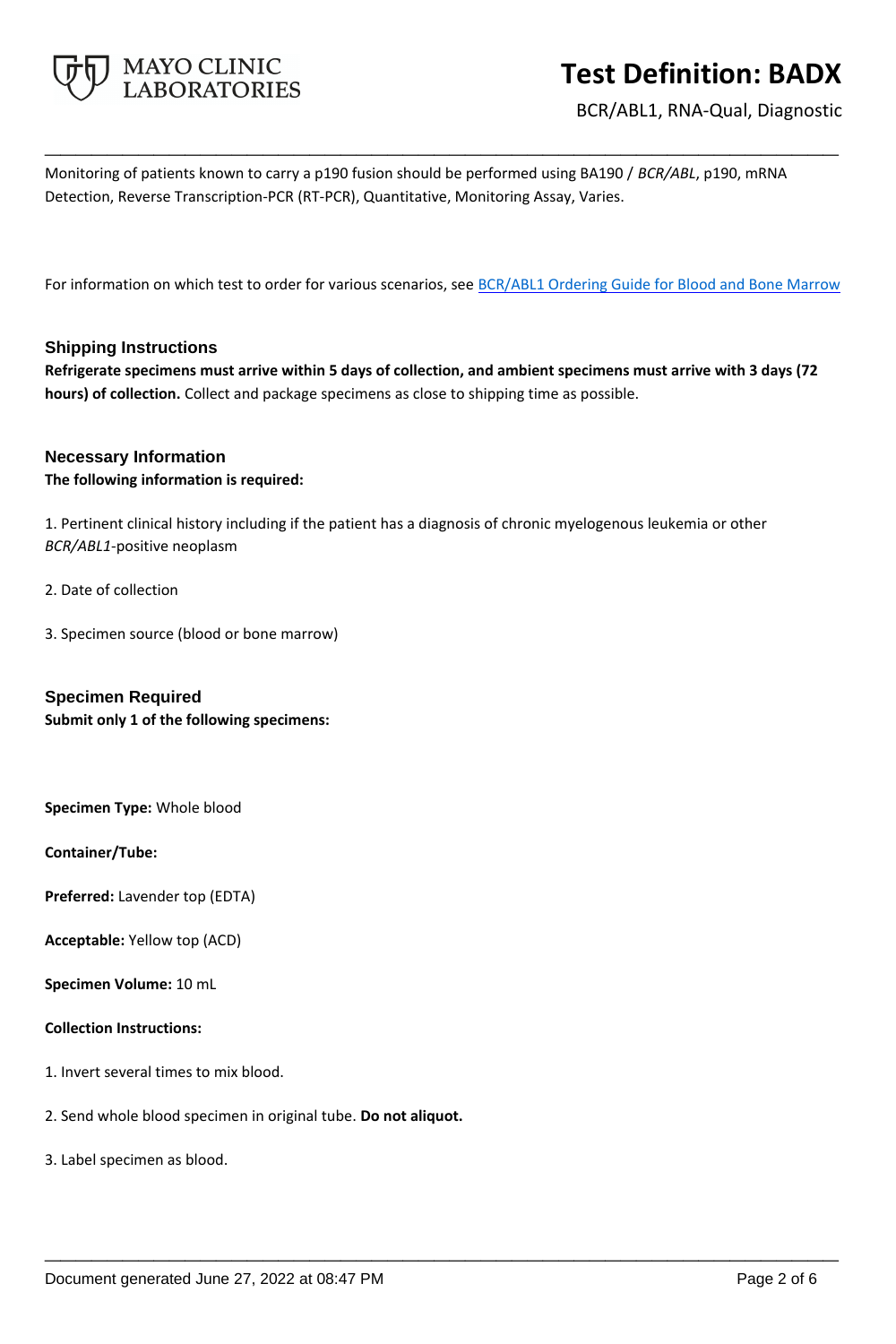Monitoring of patients known to carry a p190 fusion should be performed using BA190 / *BCR/ABL*, p190, mRNA Detection, Reverse Transcription-PCR (RT-PCR), Quantitative, Monitoring Assay, Varies.

For information on which test to order for various scenarios, see BCR/ABL1 Ordering Guide for Blood and Bone Marrow

## Shipping Instructions

**Refrigerate specimens must arrive within 5 days of collection, and ambient specimens must arrive with 3 days (72 hours) of collection.** Collect and package specimens as close to shipping time as possible.

## Necessary Information

**The following information is required:**

1. Pertinent clinical history including if the patient has a diagnosis of chronic myelogenous leukemia or other *BCR/ABL1*-positive neoplasm

2. Date of collection

3. Specimen source (blood or bone marrow)

## Specimen Required

**Submit only 1 of the following specimens:**

**Specimen Type:** Whole blood

**Container/Tube:**

**Preferred:** Lavender top (EDTA)

**Acceptable:** Yellow top (ACD)

**Specimen Volume:** 10 mL

**Collection Instructions:**

1. Invert several times to mix blood.

2. Send whole blood specimen in original tube. **Do not aliquot.**

3. Label specimen as blood.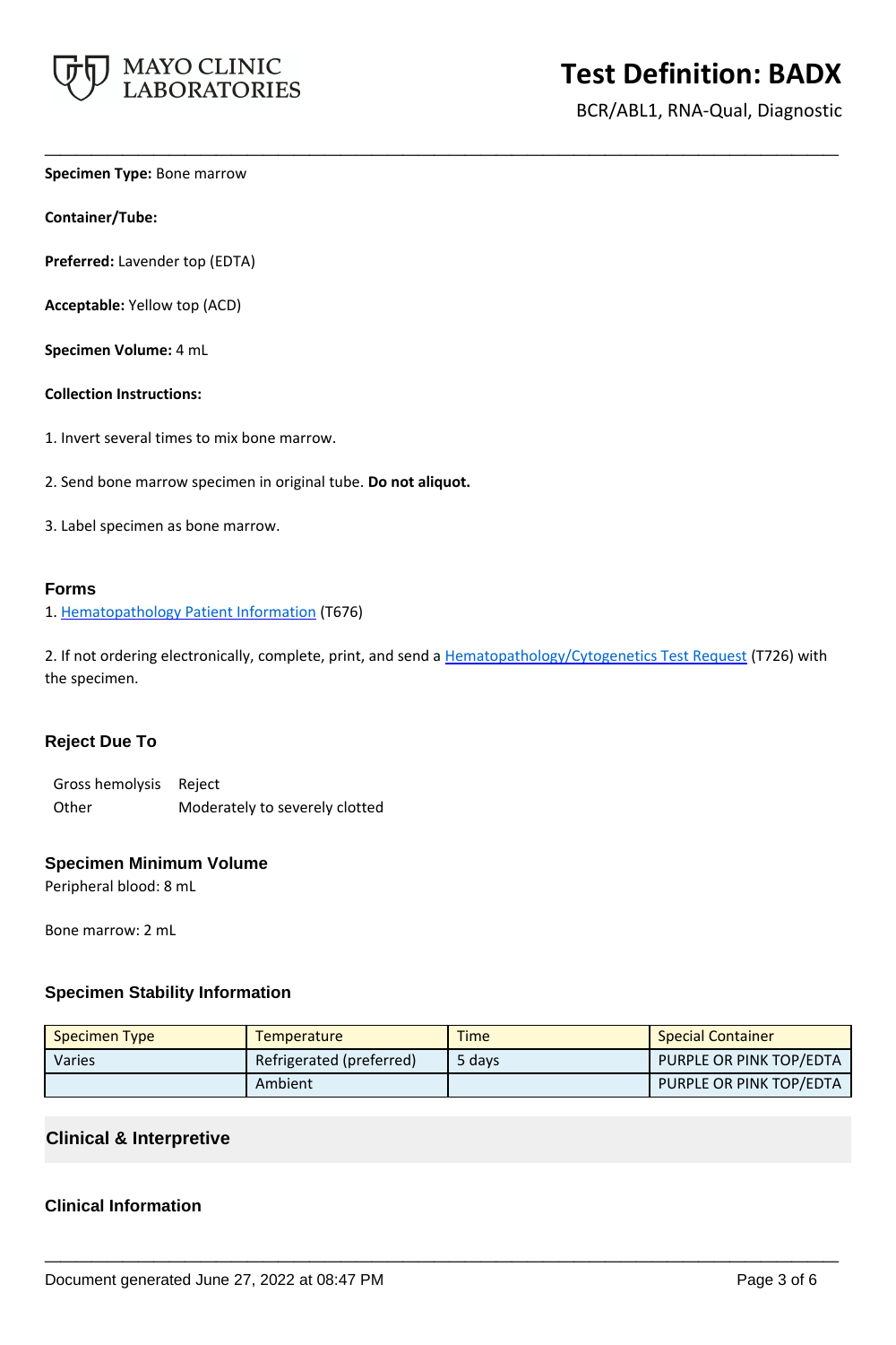**Specimen Type:** Bone marrow

**Container/Tube:**

**Preferred:** Lavender top (EDTA)

**Acceptable:** Yellow top (ACD)

**Specimen Volume:** 4 mL

**Collection Instructions:**

1. Invert several times to mix bone marrow.

2. Send bone marrow specimen in original tube. **Do not aliquot.**

3. Label specimen as bone marrow.

## Forms

1. Hematopathology Patient Information (T676)

2. If not ordering electronically, complete, print, and send a Hematopathology/Cytogenetics Test Request (T726) with the specimen.

## Reject Due To

| | |
|---|---|
| Gross hemolysis | Reject |
| Other | Moderately to severely clotted |

## Specimen Minimum Volume

Peripheral blood: 8 mL

Bone marrow: 2 mL

## Specimen Stability Information

| Specimen Type | Temperature | Time | Special Container |
|---|---|---|---|
| Varies | Refrigerated (preferred) | 5 days | PURPLE OR PINK TOP/EDTA |
| | Ambient | | PURPLE OR PINK TOP/EDTA |

## Clinical & Interpretive

## Clinical Information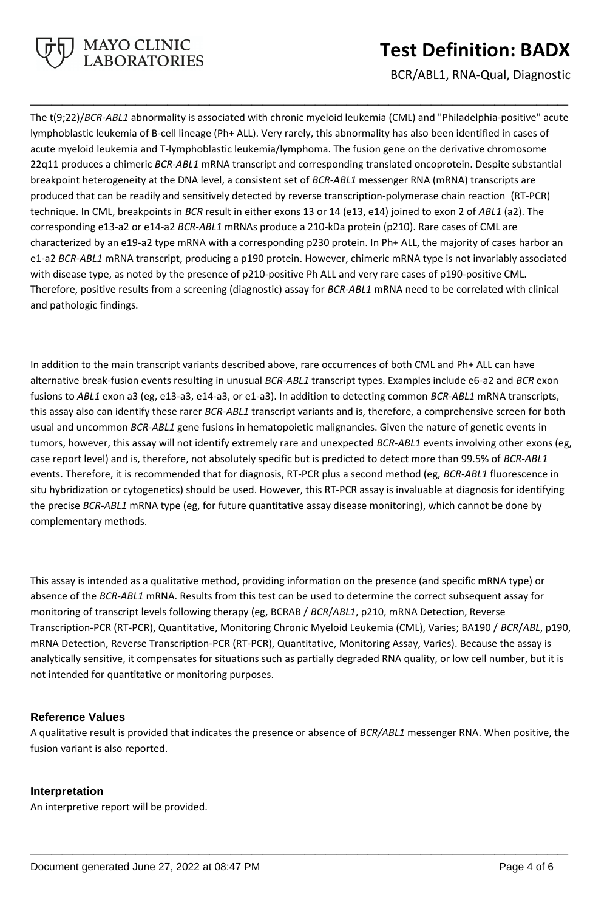The t(9;22)/*BCR-ABL1* abnormality is associated with chronic myeloid leukemia (CML) and "Philadelphia-positive" acute lymphoblastic leukemia of B-cell lineage (Ph+ ALL). Very rarely, this abnormality has also been identified in cases of acute myeloid leukemia and T-lymphoblastic leukemia/lymphoma. The fusion gene on the derivative chromosome 22q11 produces a chimeric *BCR-ABL1* mRNA transcript and corresponding translated oncoprotein. Despite substantial breakpoint heterogeneity at the DNA level, a consistent set of *BCR-ABL1* messenger RNA (mRNA) transcripts are produced that can be readily and sensitively detected by reverse transcription-polymerase chain reaction (RT-PCR) technique. In CML, breakpoints in *BCR* result in either exons 13 or 14 (e13, e14) joined to exon 2 of *ABL1* (a2). The corresponding e13-a2 or e14-a2 *BCR-ABL1* mRNAs produce a 210-kDa protein (p210). Rare cases of CML are characterized by an e19-a2 type mRNA with a corresponding p230 protein. In Ph+ ALL, the majority of cases harbor an e1-a2 *BCR-ABL1* mRNA transcript, producing a p190 protein. However, chimeric mRNA type is not invariably associated with disease type, as noted by the presence of p210-positive Ph ALL and very rare cases of p190-positive CML. Therefore, positive results from a screening (diagnostic) assay for *BCR-ABL1* mRNA need to be correlated with clinical and pathologic findings.

In addition to the main transcript variants described above, rare occurrences of both CML and Ph+ ALL can have alternative break-fusion events resulting in unusual *BCR-ABL1* transcript types. Examples include e6-a2 and *BCR* exon fusions to *ABL1* exon a3 (eg, e13-a3, e14-a3, or e1-a3). In addition to detecting common *BCR-ABL1* mRNA transcripts, this assay also can identify these rarer *BCR-ABL1* transcript variants and is, therefore, a comprehensive screen for both usual and uncommon *BCR-ABL1* gene fusions in hematopoietic malignancies. Given the nature of genetic events in tumors, however, this assay will not identify extremely rare and unexpected *BCR-ABL1* events involving other exons (eg, case report level) and is, therefore, not absolutely specific but is predicted to detect more than 99.5% of *BCR-ABL1* events. Therefore, it is recommended that for diagnosis, RT-PCR plus a second method (eg, *BCR-ABL1* fluorescence in situ hybridization or cytogenetics) should be used. However, this RT-PCR assay is invaluable at diagnosis for identifying the precise *BCR-ABL1* mRNA type (eg, for future quantitative assay disease monitoring), which cannot be done by complementary methods.

This assay is intended as a qualitative method, providing information on the presence (and specific mRNA type) or absence of the *BCR-ABL1* mRNA. Results from this test can be used to determine the correct subsequent assay for monitoring of transcript levels following therapy (eg, BCRAB / *BCR*/*ABL1*, p210, mRNA Detection, Reverse Transcription-PCR (RT-PCR), Quantitative, Monitoring Chronic Myeloid Leukemia (CML), Varies; BA190 / *BCR*/*ABL*, p190, mRNA Detection, Reverse Transcription-PCR (RT-PCR), Quantitative, Monitoring Assay, Varies). Because the assay is analytically sensitive, it compensates for situations such as partially degraded RNA quality, or low cell number, but it is not intended for quantitative or monitoring purposes.

## Reference Values

A qualitative result is provided that indicates the presence or absence of *BCR/ABL1* messenger RNA. When positive, the fusion variant is also reported.

## Interpretation

An interpretive report will be provided.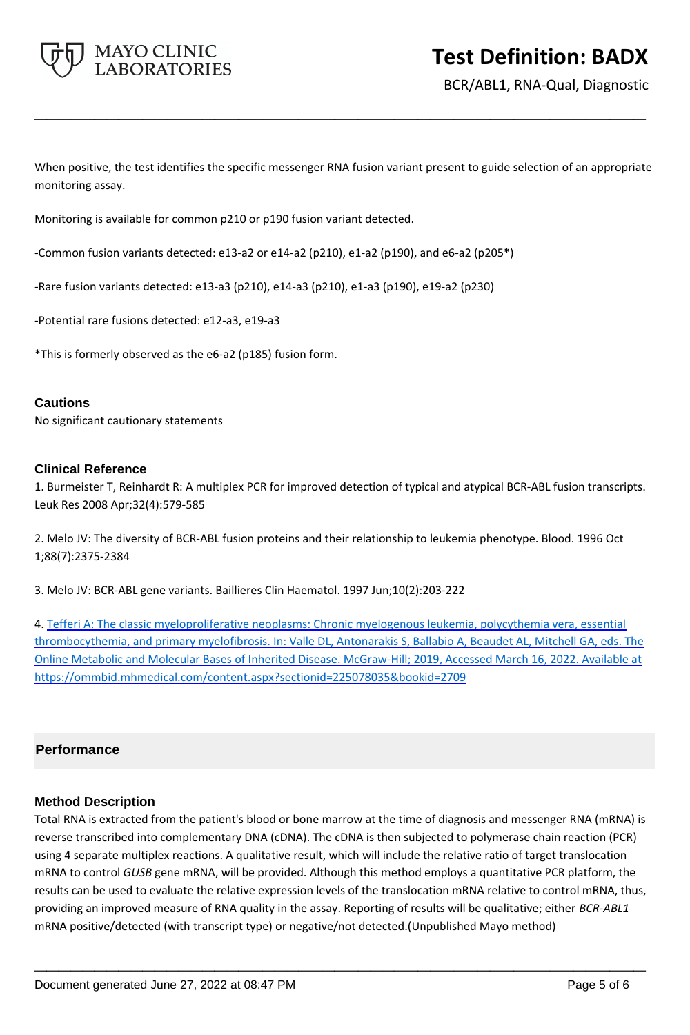When positive, the test identifies the specific messenger RNA fusion variant present to guide selection of an appropriate monitoring assay.

Monitoring is available for common p210 or p190 fusion variant detected.

-Common fusion variants detected: e13-a2 or e14-a2 (p210), e1-a2 (p190), and e6-a2 (p205*)

-Rare fusion variants detected: e13-a3 (p210), e14-a3 (p210), e1-a3 (p190), e19-a2 (p230)

-Potential rare fusions detected: e12-a3, e19-a3

*This is formerly observed as the e6-a2 (p185) fusion form.

### Cautions

No significant cautionary statements

### Clinical Reference

1. Burmeister T, Reinhardt R: A multiplex PCR for improved detection of typical and atypical BCR-ABL fusion transcripts. Leuk Res 2008 Apr;32(4):579-585

2. Melo JV: The diversity of BCR-ABL fusion proteins and their relationship to leukemia phenotype. Blood. 1996 Oct 1;88(7):2375-2384

3. Melo JV: BCR-ABL gene variants. Baillieres Clin Haematol. 1997 Jun;10(2):203-222

4. Tefferi A: The classic myeloproliferative neoplasms: Chronic myelogenous leukemia, polycythemia vera, essential thrombocythemia, and primary myelofibrosis. In: Valle DL, Antonarakis S, Ballabio A, Beaudet AL, Mitchell GA, eds. The Online Metabolic and Molecular Bases of Inherited Disease. McGraw-Hill; 2019, Accessed March 16, 2022. Available at https://ommbid.mhmedical.com/content.aspx?sectionid=225078035&bookid=2709

## Performance

### Method Description

Total RNA is extracted from the patient's blood or bone marrow at the time of diagnosis and messenger RNA (mRNA) is reverse transcribed into complementary DNA (cDNA). The cDNA is then subjected to polymerase chain reaction (PCR) using 4 separate multiplex reactions. A qualitative result, which will include the relative ratio of target translocation mRNA to control *GUSB* gene mRNA, will be provided. Although this method employs a quantitative PCR platform, the results can be used to evaluate the relative expression levels of the translocation mRNA relative to control mRNA, thus, providing an improved measure of RNA quality in the assay. Reporting of results will be qualitative; either *BCR-ABL1* mRNA positive/detected (with transcript type) or negative/not detected.(Unpublished Mayo method)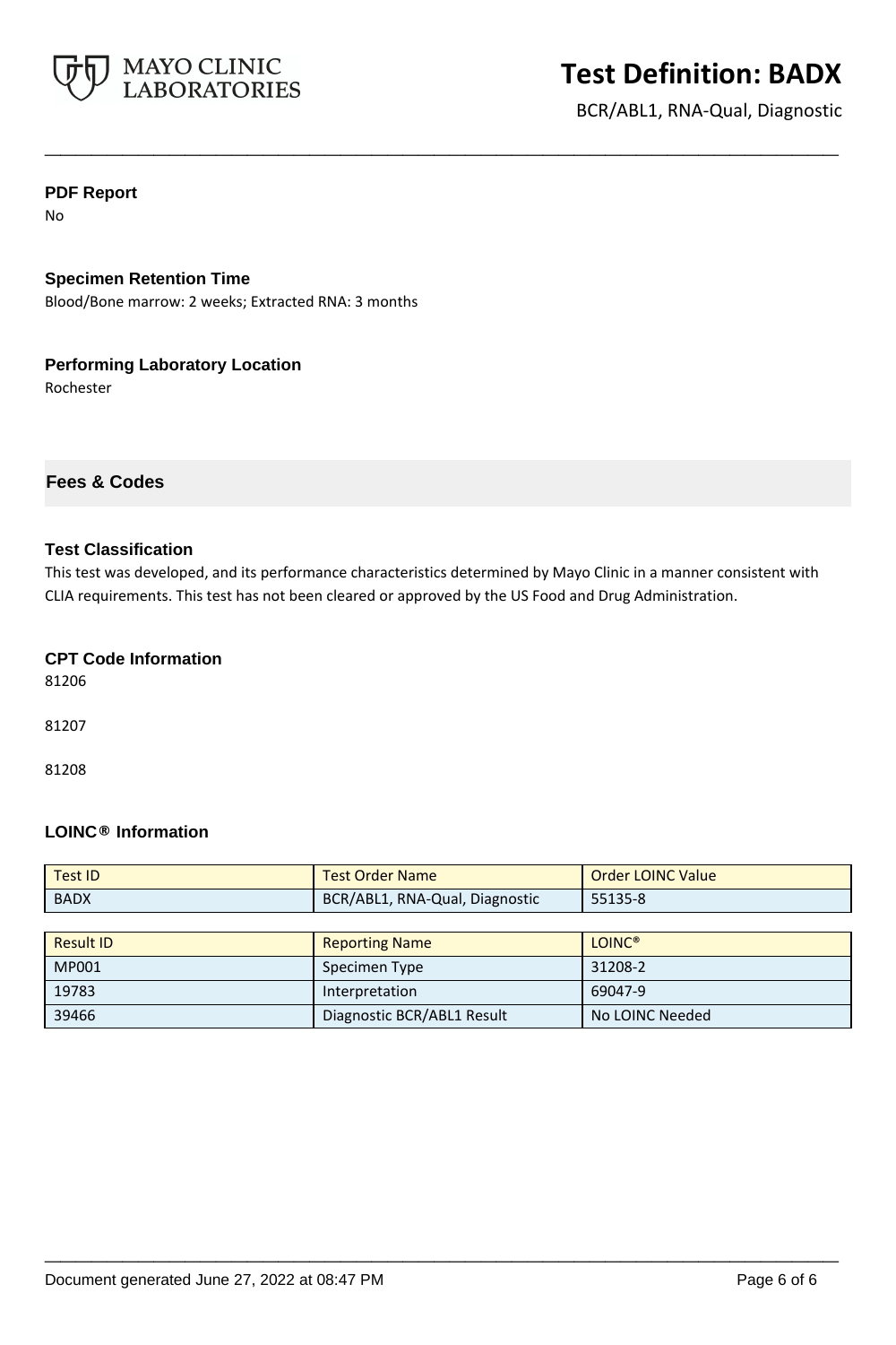### PDF Report

No

### Specimen Retention Time

Blood/Bone marrow: 2 weeks; Extracted RNA: 3 months

### Performing Laboratory Location

Rochester

## Fees & Codes

### Test Classification

This test was developed, and its performance characteristics determined by Mayo Clinic in a manner consistent with CLIA requirements. This test has not been cleared or approved by the US Food and Drug Administration.

### CPT Code Information

81206

81207

81208

### LOINC® Information

| Test ID | Test Order Name | Order LOINC Value |
|---|---|---|
| BADX | BCR/ABL1, RNA-Qual, Diagnostic | 55135-8 |

| Result ID | Reporting Name | LOINC® |
|---|---|---|
| MP001 | Specimen Type | 31208-2 |
| 19783 | Interpretation | 69047-9 |
| 39466 | Diagnostic BCR/ABL1 Result | No LOINC Needed |